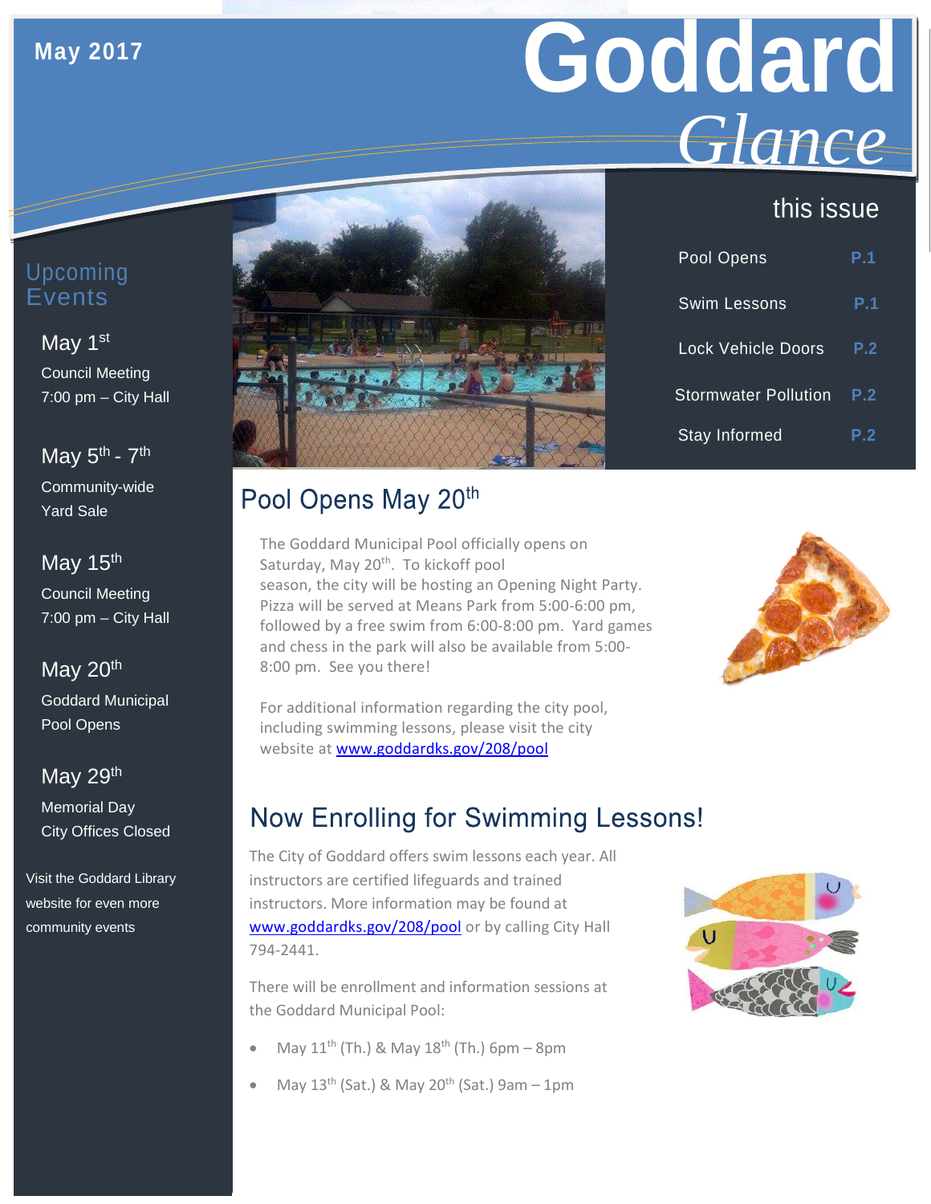May 2017

# Goddard *Glance*

## this issue

| | |
|---|---|
| Pool Opens | P.1 |
| Swim Lessons | P.1 |
| Lock Vehicle Doors | P.2 |
| Stormwater Pollution | P.2 |
| Stay Informed | P.2 |

## Upcoming Events

**May 1st**
Council Meeting
7:00 pm – City Hall

**May 5th - 7th**
Community-wide Yard Sale

**May 15th**
Council Meeting
7:00 pm – City Hall

**May 20th**
Goddard Municipal Pool Opens

**May 29th**
Memorial Day
City Offices Closed

Visit the Goddard Library website for even more community events

## Pool Opens May 20th

The Goddard Municipal Pool officially opens on Saturday, May 20th. To kickoff pool season, the city will be hosting an Opening Night Party. Pizza will be served at Means Park from 5:00-6:00 pm, followed by a free swim from 6:00-8:00 pm. Yard games and chess in the park will also be available from 5:00-8:00 pm. See you there!

For additional information regarding the city pool, including swimming lessons, please visit the city website at www.goddardks.gov/208/pool

## Now Enrolling for Swimming Lessons!

The City of Goddard offers swim lessons each year. All instructors are certified lifeguards and trained instructors. More information may be found at www.goddardks.gov/208/pool or by calling City Hall 794-2441.

There will be enrollment and information sessions at the Goddard Municipal Pool:

- May 11th (Th.) & May 18th (Th.) 6pm – 8pm
- May 13th (Sat.) & May 20th (Sat.) 9am – 1pm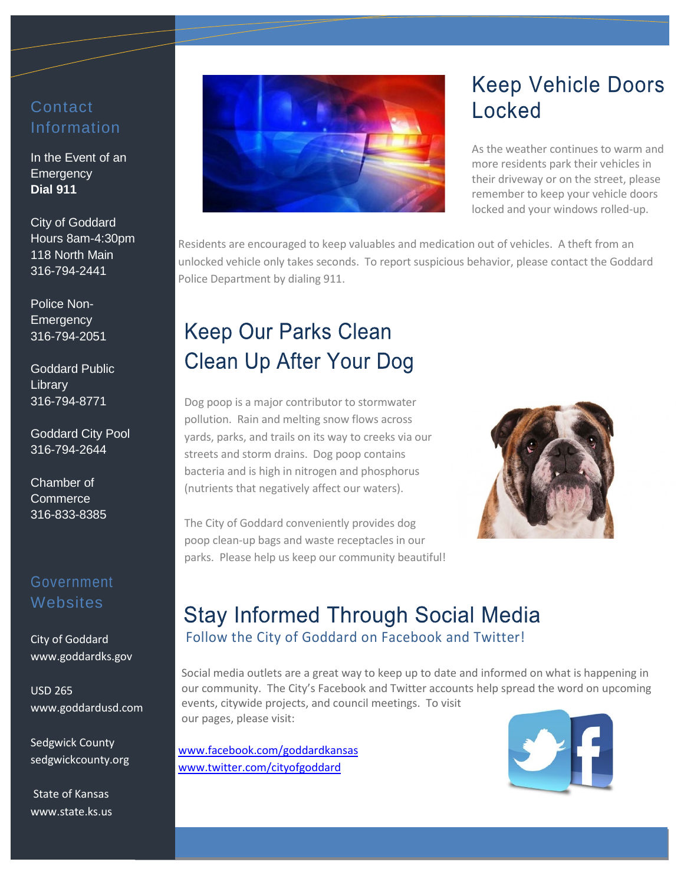## Contact Information

In the Event of an Emergency
**Dial 911**

City of Goddard
Hours 8am-4:30pm
118 North Main
316-794-2441

Police Non-Emergency
316-794-2051

Goddard Public Library
316-794-8771

Goddard City Pool
316-794-2644

Chamber of Commerce
316-833-8385

## Government Websites

City of Goddard
www.goddardks.gov

USD 265
www.goddardusd.com

Sedgwick County
sedgwickcounty.org

State of Kansas
www.state.ks.us

# Keep Vehicle Doors Locked

As the weather continues to warm and more residents park their vehicles in their driveway or on the street, please remember to keep your vehicle doors locked and your windows rolled-up.

Residents are encouraged to keep valuables and medication out of vehicles. A theft from an unlocked vehicle only takes seconds. To report suspicious behavior, please contact the Goddard Police Department by dialing 911.

# Keep Our Parks Clean Clean Up After Your Dog

Dog poop is a major contributor to stormwater pollution. Rain and melting snow flows across yards, parks, and trails on its way to creeks via our streets and storm drains. Dog poop contains bacteria and is high in nitrogen and phosphorus (nutrients that negatively affect our waters).

The City of Goddard conveniently provides dog poop clean-up bags and waste receptacles in our parks. Please help us keep our community beautiful!

# Stay Informed Through Social Media

## Follow the City of Goddard on Facebook and Twitter!

Social media outlets are a great way to keep up to date and informed on what is happening in our community. The City's Facebook and Twitter accounts help spread the word on upcoming events, citywide projects, and council meetings. To visit our pages, please visit:

www.facebook.com/goddardkansas
www.twitter.com/cityofgoddard